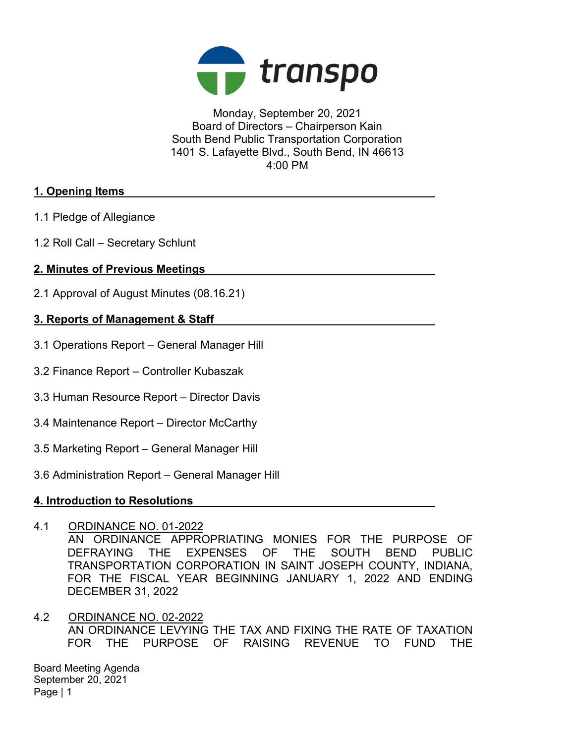transpo

Monday, September 20, 2021
Board of Directors – Chairperson Kain
South Bend Public Transportation Corporation
1401 S. Lafayette Blvd., South Bend, IN 46613
4:00 PM

## 1. Opening Items

1.1 Pledge of Allegiance

1.2 Roll Call – Secretary Schlunt

## 2. Minutes of Previous Meetings

2.1 Approval of August Minutes (08.16.21)

## 3. Reports of Management & Staff

3.1 Operations Report – General Manager Hill

3.2 Finance Report – Controller Kubaszak

3.3 Human Resource Report – Director Davis

3.4 Maintenance Report – Director McCarthy

3.5 Marketing Report – General Manager Hill

3.6 Administration Report – General Manager Hill

## 4. Introduction to Resolutions

4.1 ORDINANCE NO. 01-2022
AN ORDINANCE APPROPRIATING MONIES FOR THE PURPOSE OF DEFRAYING THE EXPENSES OF THE SOUTH BEND PUBLIC TRANSPORTATION CORPORATION IN SAINT JOSEPH COUNTY, INDIANA, FOR THE FISCAL YEAR BEGINNING JANUARY 1, 2022 AND ENDING DECEMBER 31, 2022

4.2 ORDINANCE NO. 02-2022
AN ORDINANCE LEVYING THE TAX AND FIXING THE RATE OF TAXATION FOR THE PURPOSE OF RAISING REVENUE TO FUND THE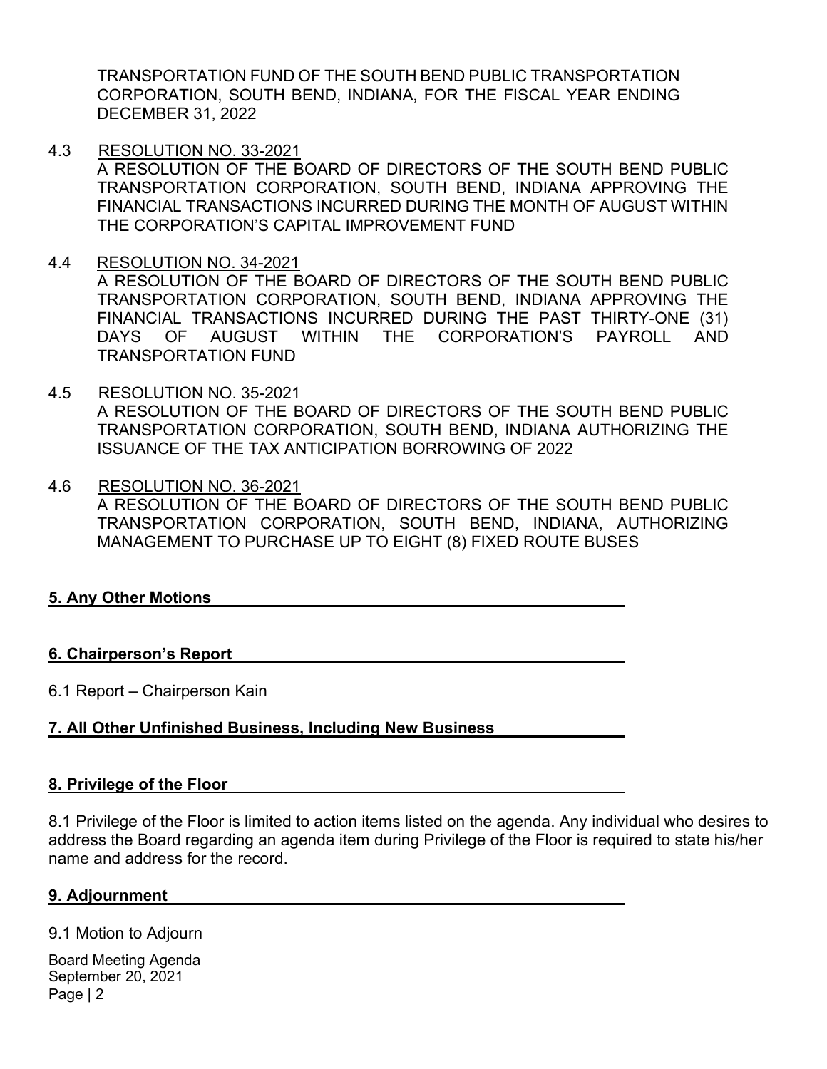TRANSPORTATION FUND OF THE SOUTH BEND PUBLIC TRANSPORTATION CORPORATION, SOUTH BEND, INDIANA, FOR THE FISCAL YEAR ENDING DECEMBER 31, 2022

4.3 RESOLUTION NO. 33-2021
A RESOLUTION OF THE BOARD OF DIRECTORS OF THE SOUTH BEND PUBLIC TRANSPORTATION CORPORATION, SOUTH BEND, INDIANA APPROVING THE FINANCIAL TRANSACTIONS INCURRED DURING THE MONTH OF AUGUST WITHIN THE CORPORATION'S CAPITAL IMPROVEMENT FUND

4.4 RESOLUTION NO. 34-2021
A RESOLUTION OF THE BOARD OF DIRECTORS OF THE SOUTH BEND PUBLIC TRANSPORTATION CORPORATION, SOUTH BEND, INDIANA APPROVING THE FINANCIAL TRANSACTIONS INCURRED DURING THE PAST THIRTY-ONE (31) DAYS OF AUGUST WITHIN THE CORPORATION'S PAYROLL AND TRANSPORTATION FUND

4.5 RESOLUTION NO. 35-2021
A RESOLUTION OF THE BOARD OF DIRECTORS OF THE SOUTH BEND PUBLIC TRANSPORTATION CORPORATION, SOUTH BEND, INDIANA AUTHORIZING THE ISSUANCE OF THE TAX ANTICIPATION BORROWING OF 2022

4.6 RESOLUTION NO. 36-2021
A RESOLUTION OF THE BOARD OF DIRECTORS OF THE SOUTH BEND PUBLIC TRANSPORTATION CORPORATION, SOUTH BEND, INDIANA, AUTHORIZING MANAGEMENT TO PURCHASE UP TO EIGHT (8) FIXED ROUTE BUSES

## 5. Any Other Motions

## 6. Chairperson's Report

6.1 Report – Chairperson Kain

## 7. All Other Unfinished Business, Including New Business

## 8. Privilege of the Floor

8.1 Privilege of the Floor is limited to action items listed on the agenda. Any individual who desires to address the Board regarding an agenda item during Privilege of the Floor is required to state his/her name and address for the record.

## 9. Adjournment

9.1 Motion to Adjourn